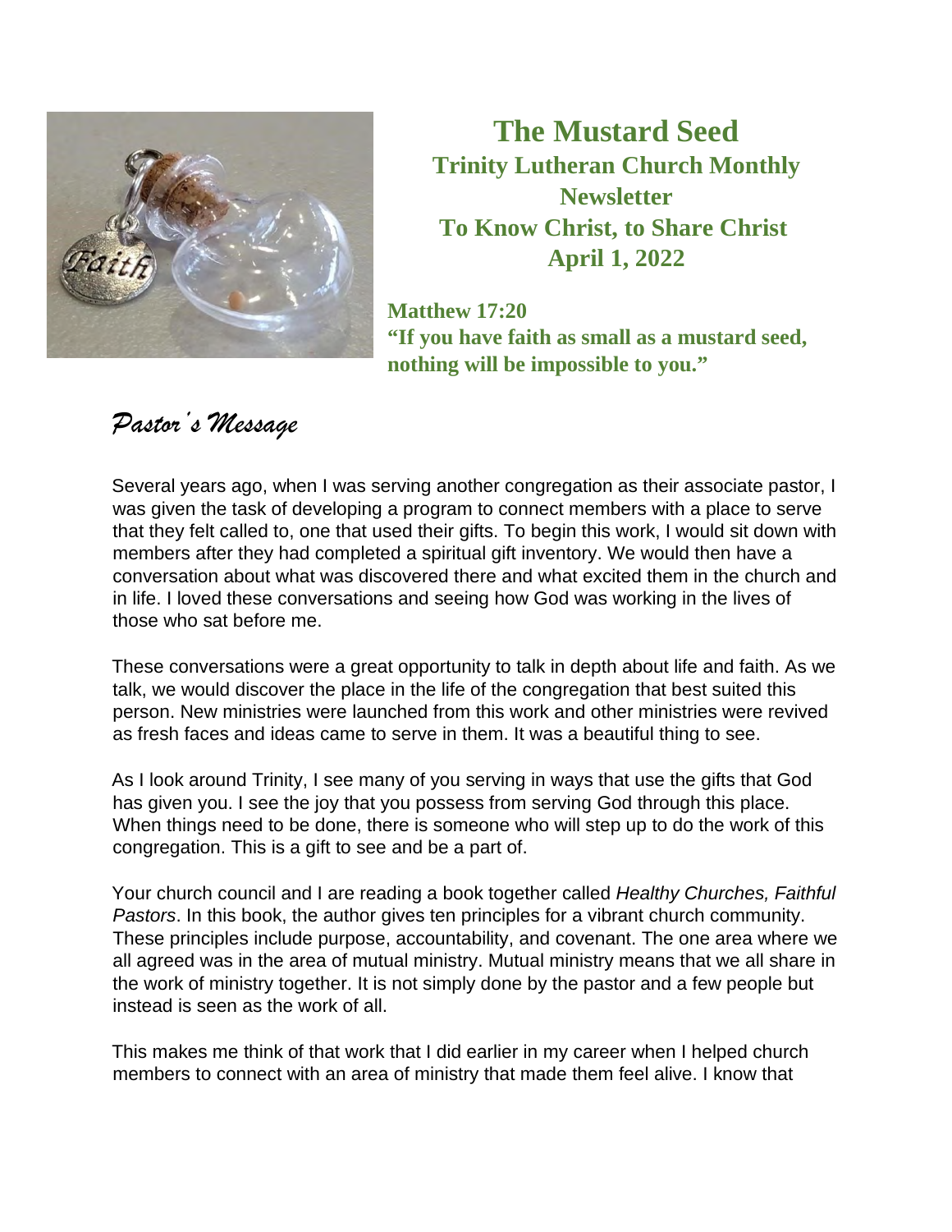# The Mustard Seed

**Trinity Lutheran Church Monthly Newsletter**

**To Know Christ, to Share Christ**

**April 1, 2022**

**Matthew 17:20**
**"If you have faith as small as a mustard seed, nothing will be impossible to you."**

## *Pastor's Message*

Several years ago, when I was serving another congregation as their associate pastor, I was given the task of developing a program to connect members with a place to serve that they felt called to, one that used their gifts. To begin this work, I would sit down with members after they had completed a spiritual gift inventory. We would then have a conversation about what was discovered there and what excited them in the church and in life. I loved these conversations and seeing how God was working in the lives of those who sat before me.

These conversations were a great opportunity to talk in depth about life and faith. As we talk, we would discover the place in the life of the congregation that best suited this person. New ministries were launched from this work and other ministries were revived as fresh faces and ideas came to serve in them. It was a beautiful thing to see.

As I look around Trinity, I see many of you serving in ways that use the gifts that God has given you. I see the joy that you possess from serving God through this place. When things need to be done, there is someone who will step up to do the work of this congregation. This is a gift to see and be a part of.

Your church council and I are reading a book together called *Healthy Churches, Faithful Pastors*. In this book, the author gives ten principles for a vibrant church community. These principles include purpose, accountability, and covenant. The one area where we all agreed was in the area of mutual ministry. Mutual ministry means that we all share in the work of ministry together. It is not simply done by the pastor and a few people but instead is seen as the work of all.

This makes me think of that work that I did earlier in my career when I helped church members to connect with an area of ministry that made them feel alive. I know that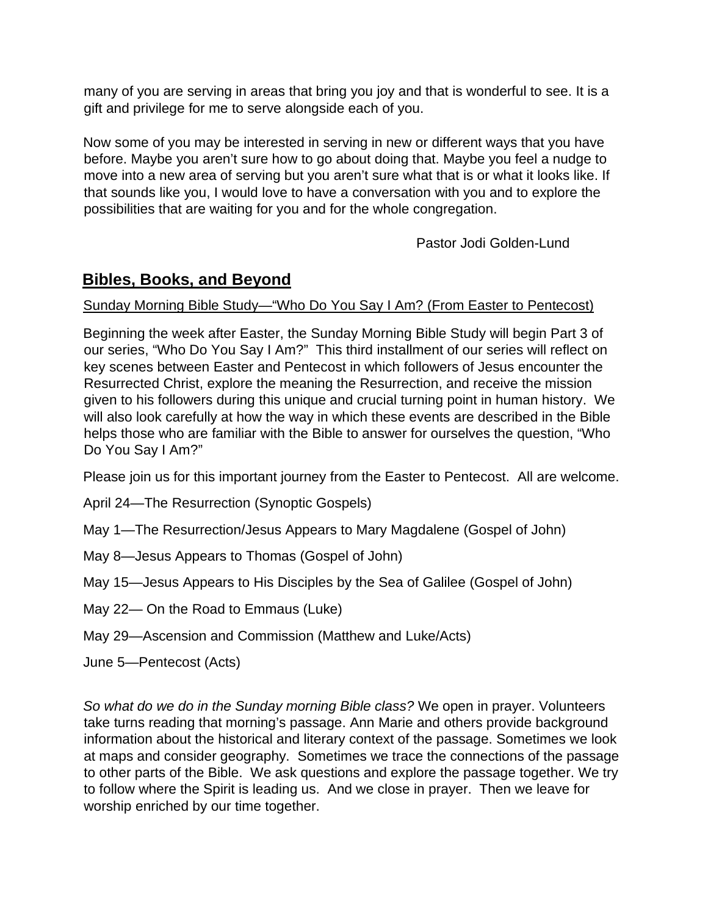many of you are serving in areas that bring you joy and that is wonderful to see. It is a gift and privilege for me to serve alongside each of you.

Now some of you may be interested in serving in new or different ways that you have before. Maybe you aren't sure how to go about doing that. Maybe you feel a nudge to move into a new area of serving but you aren't sure what that is or what it looks like. If that sounds like you, I would love to have a conversation with you and to explore the possibilities that are waiting for you and for the whole congregation.

Pastor Jodi Golden-Lund

## **Bibles, Books, and Beyond**

Sunday Morning Bible Study—"Who Do You Say I Am? (From Easter to Pentecost)

Beginning the week after Easter, the Sunday Morning Bible Study will begin Part 3 of our series, "Who Do You Say I Am?" This third installment of our series will reflect on key scenes between Easter and Pentecost in which followers of Jesus encounter the Resurrected Christ, explore the meaning the Resurrection, and receive the mission given to his followers during this unique and crucial turning point in human history. We will also look carefully at how the way in which these events are described in the Bible helps those who are familiar with the Bible to answer for ourselves the question, "Who Do You Say I Am?"

Please join us for this important journey from the Easter to Pentecost. All are welcome.

April 24—The Resurrection (Synoptic Gospels)

May 1—The Resurrection/Jesus Appears to Mary Magdalene (Gospel of John)

May 8—Jesus Appears to Thomas (Gospel of John)

May 15—Jesus Appears to His Disciples by the Sea of Galilee (Gospel of John)

May 22— On the Road to Emmaus (Luke)

May 29—Ascension and Commission (Matthew and Luke/Acts)

June 5—Pentecost (Acts)

*So what do we do in the Sunday morning Bible class?* We open in prayer. Volunteers take turns reading that morning's passage. Ann Marie and others provide background information about the historical and literary context of the passage. Sometimes we look at maps and consider geography. Sometimes we trace the connections of the passage to other parts of the Bible. We ask questions and explore the passage together. We try to follow where the Spirit is leading us. And we close in prayer. Then we leave for worship enriched by our time together.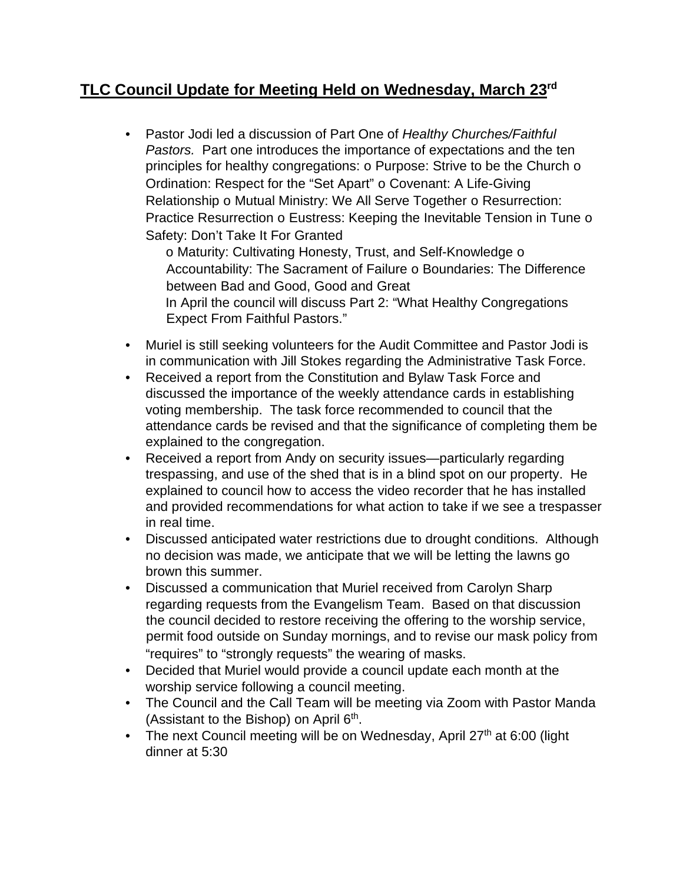## TLC Council Update for Meeting Held on Wednesday, March 23rd

- Pastor Jodi led a discussion of Part One of *Healthy Churches/Faithful Pastors.* Part one introduces the importance of expectations and the ten principles for healthy congregations: o Purpose: Strive to be the Church o Ordination: Respect for the "Set Apart" o Covenant: A Life-Giving Relationship o Mutual Ministry: We All Serve Together o Resurrection: Practice Resurrection o Eustress: Keeping the Inevitable Tension in Tune o Safety: Don't Take It For Granted
  o Maturity: Cultivating Honesty, Trust, and Self-Knowledge o Accountability: The Sacrament of Failure o Boundaries: The Difference between Bad and Good, Good and Great
  In April the council will discuss Part 2: "What Healthy Congregations Expect From Faithful Pastors."
- Muriel is still seeking volunteers for the Audit Committee and Pastor Jodi is in communication with Jill Stokes regarding the Administrative Task Force.
- Received a report from the Constitution and Bylaw Task Force and discussed the importance of the weekly attendance cards in establishing voting membership. The task force recommended to council that the attendance cards be revised and that the significance of completing them be explained to the congregation.
- Received a report from Andy on security issues—particularly regarding trespassing, and use of the shed that is in a blind spot on our property. He explained to council how to access the video recorder that he has installed and provided recommendations for what action to take if we see a trespasser in real time.
- Discussed anticipated water restrictions due to drought conditions. Although no decision was made, we anticipate that we will be letting the lawns go brown this summer.
- Discussed a communication that Muriel received from Carolyn Sharp regarding requests from the Evangelism Team. Based on that discussion the council decided to restore receiving the offering to the worship service, permit food outside on Sunday mornings, and to revise our mask policy from "requires" to "strongly requests" the wearing of masks.
- Decided that Muriel would provide a council update each month at the worship service following a council meeting.
- The Council and the Call Team will be meeting via Zoom with Pastor Manda (Assistant to the Bishop) on April 6th.
- The next Council meeting will be on Wednesday, April 27th at 6:00 (light dinner at 5:30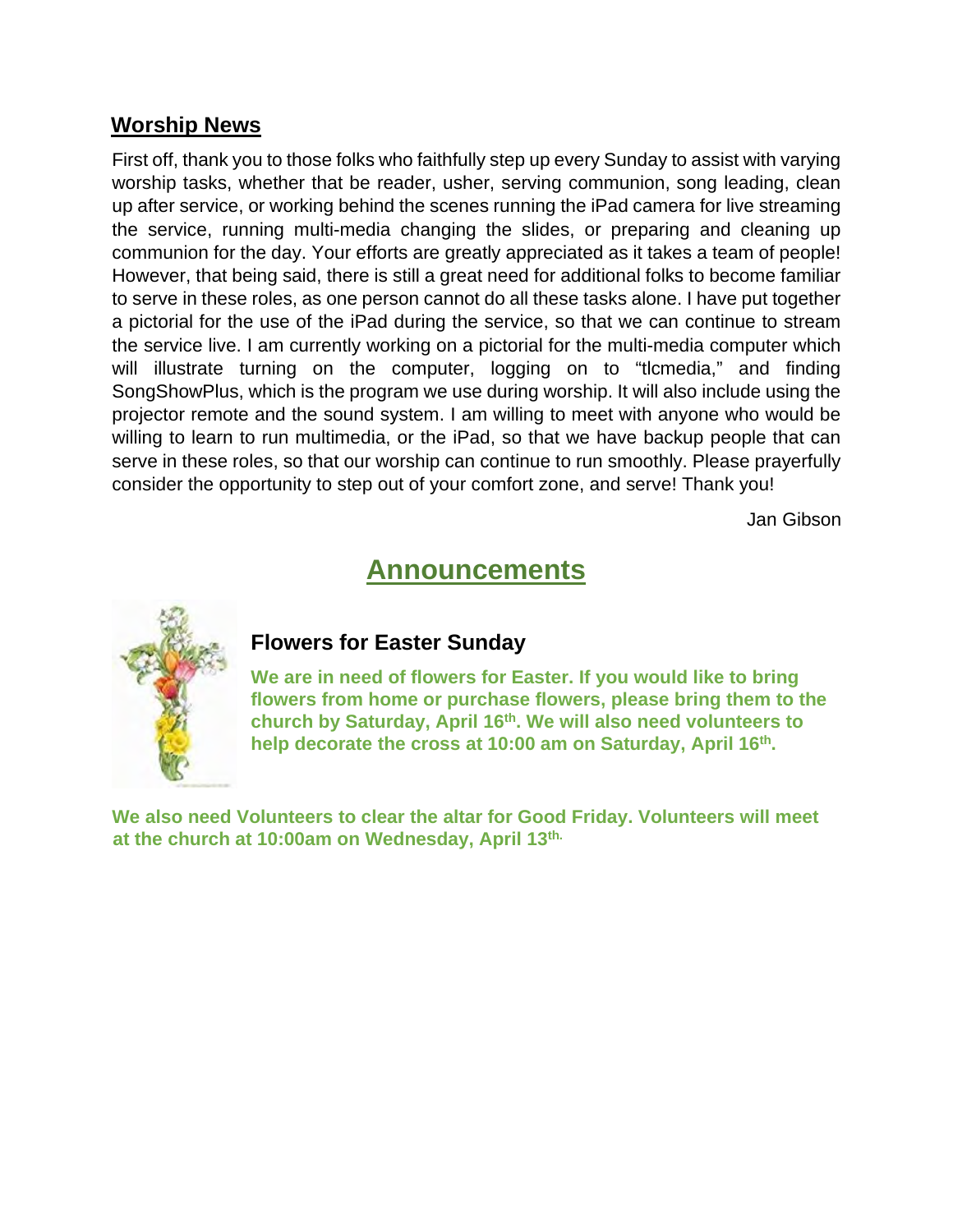## Worship News

First off, thank you to those folks who faithfully step up every Sunday to assist with varying worship tasks, whether that be reader, usher, serving communion, song leading, clean up after service, or working behind the scenes running the iPad camera for live streaming the service, running multi-media changing the slides, or preparing and cleaning up communion for the day. Your efforts are greatly appreciated as it takes a team of people! However, that being said, there is still a great need for additional folks to become familiar to serve in these roles, as one person cannot do all these tasks alone. I have put together a pictorial for the use of the iPad during the service, so that we can continue to stream the service live. I am currently working on a pictorial for the multi-media computer which will illustrate turning on the computer, logging on to "tlcmedia," and finding SongShowPlus, which is the program we use during worship. It will also include using the projector remote and the sound system. I am willing to meet with anyone who would be willing to learn to run multimedia, or the iPad, so that we have backup people that can serve in these roles, so that our worship can continue to run smoothly. Please prayerfully consider the opportunity to step out of your comfort zone, and serve! Thank you!

Jan Gibson

# Announcements

### Flowers for Easter Sunday

**We are in need of flowers for Easter. If you would like to bring flowers from home or purchase flowers, please bring them to the church by Saturday, April 16th. We will also need volunteers to help decorate the cross at 10:00 am on Saturday, April 16th.**

**We also need Volunteers to clear the altar for Good Friday. Volunteers will meet at the church at 10:00am on Wednesday, April 13th.**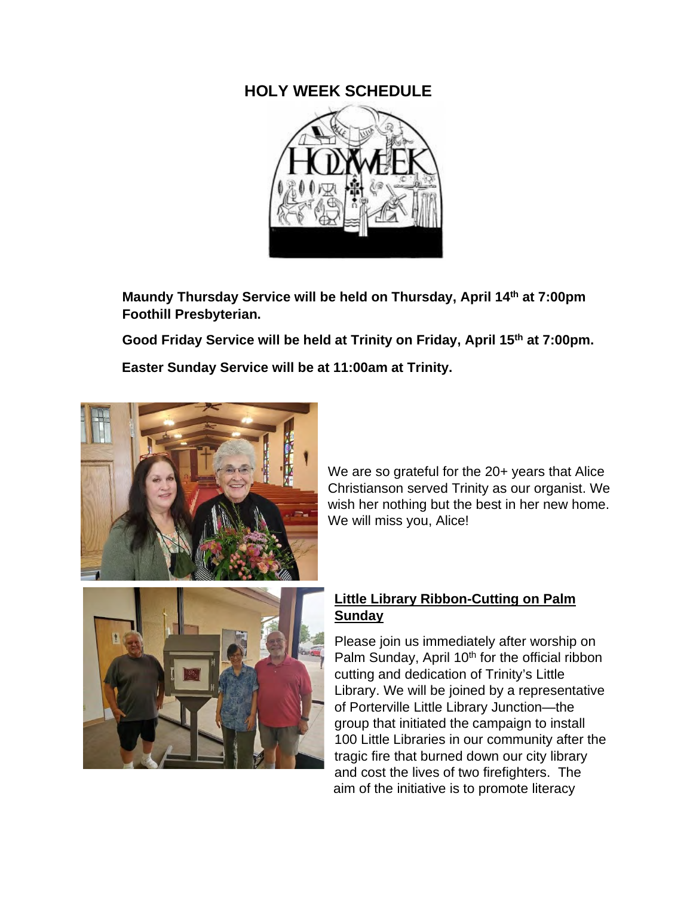## HOLY WEEK SCHEDULE

**Maundy Thursday Service will be held on Thursday, April 14th at 7:00pm Foothill Presbyterian.**

**Good Friday Service will be held at Trinity on Friday, April 15th at 7:00pm.**

**Easter Sunday Service will be at 11:00am at Trinity.**

We are so grateful for the 20+ years that Alice Christianson served Trinity as our organist. We wish her nothing but the best in her new home. We will miss you, Alice!

### Little Library Ribbon-Cutting on Palm Sunday

Please join us immediately after worship on Palm Sunday, April 10th for the official ribbon cutting and dedication of Trinity's Little Library. We will be joined by a representative of Porterville Little Library Junction—the group that initiated the campaign to install 100 Little Libraries in our community after the tragic fire that burned down our city library and cost the lives of two firefighters. The aim of the initiative is to promote literacy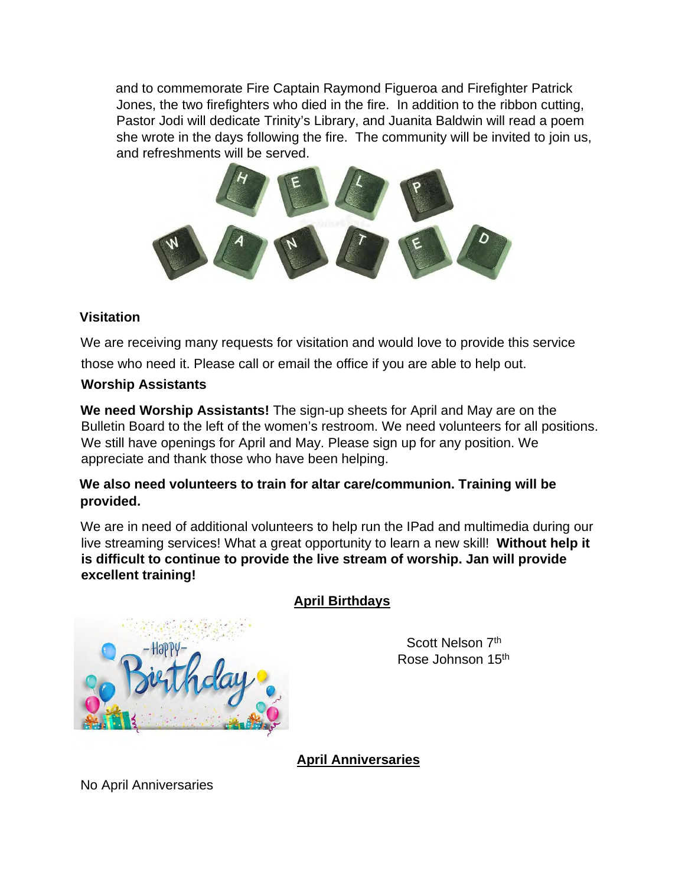and to commemorate Fire Captain Raymond Figueroa and Firefighter Patrick Jones, the two firefighters who died in the fire. In addition to the ribbon cutting, Pastor Jodi will dedicate Trinity's Library, and Juanita Baldwin will read a poem she wrote in the days following the fire. The community will be invited to join us, and refreshments will be served.

**Visitation**

We are receiving many requests for visitation and would love to provide this service those who need it. Please call or email the office if you are able to help out.

**Worship Assistants**

**We need Worship Assistants!** The sign-up sheets for April and May are on the Bulletin Board to the left of the women's restroom. We need volunteers for all positions. We still have openings for April and May. Please sign up for any position. We appreciate and thank those who have been helping.

**We also need volunteers to train for altar care/communion. Training will be provided.**

We are in need of additional volunteers to help run the IPad and multimedia during our live streaming services! What a great opportunity to learn a new skill! **Without help it is difficult to continue to provide the live stream of worship. Jan will provide excellent training!**

**April Birthdays**

Scott Nelson 7th
Rose Johnson 15th

**April Anniversaries**

No April Anniversaries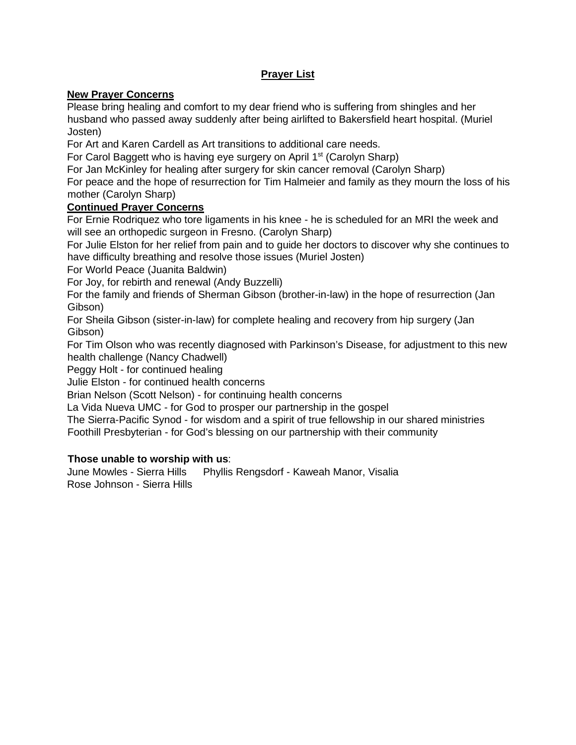## Prayer List

**New Prayer Concerns**

Please bring healing and comfort to my dear friend who is suffering from shingles and her husband who passed away suddenly after being airlifted to Bakersfield heart hospital. (Muriel Josten)

For Art and Karen Cardell as Art transitions to additional care needs.

For Carol Baggett who is having eye surgery on April 1st (Carolyn Sharp)

For Jan McKinley for healing after surgery for skin cancer removal (Carolyn Sharp)

For peace and the hope of resurrection for Tim Halmeier and family as they mourn the loss of his mother (Carolyn Sharp)

**Continued Prayer Concerns**

For Ernie Rodriquez who tore ligaments in his knee - he is scheduled for an MRI the week and will see an orthopedic surgeon in Fresno. (Carolyn Sharp)

For Julie Elston for her relief from pain and to guide her doctors to discover why she continues to have difficulty breathing and resolve those issues (Muriel Josten)

For World Peace (Juanita Baldwin)

For Joy, for rebirth and renewal (Andy Buzzelli)

For the family and friends of Sherman Gibson (brother-in-law) in the hope of resurrection (Jan Gibson)

For Sheila Gibson (sister-in-law) for complete healing and recovery from hip surgery (Jan Gibson)

For Tim Olson who was recently diagnosed with Parkinson's Disease, for adjustment to this new health challenge (Nancy Chadwell)

Peggy Holt - for continued healing

Julie Elston - for continued health concerns

Brian Nelson (Scott Nelson) - for continuing health concerns

La Vida Nueva UMC - for God to prosper our partnership in the gospel

The Sierra-Pacific Synod - for wisdom and a spirit of true fellowship in our shared ministries

Foothill Presbyterian - for God's blessing on our partnership with their community

**Those unable to worship with us**:

June Mowles - Sierra Hills

Phyllis Rengsdorf - Kaweah Manor, Visalia

Rose Johnson - Sierra Hills